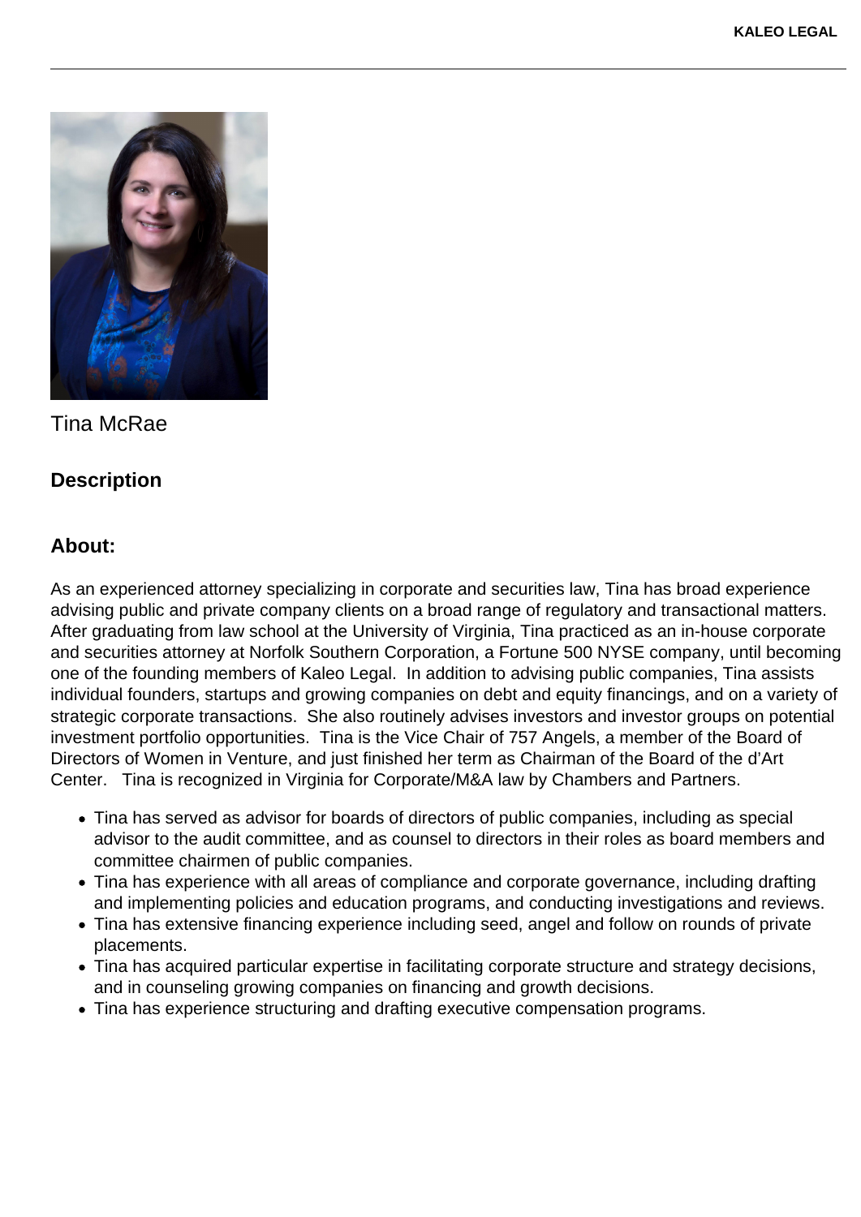Tina McRae

## Description

## About:

As an experienced attorney specializing in corporate and securities law, Tina has broad experience advising public and private company clients on a broad range of regulatory and transactional matters. After graduating from law school at the University of Virginia, Tina practiced as an in-house corporate and securities attorney at Norfolk Southern Corporation, a Fortune 500 NYSE company, until becoming one of the founding members of Kaleo Legal. In addition to advising public companies, Tina assists individual founders, startups and growing companies on debt and equity financings, and on a variety of strategic corporate transactions. She also routinely advises investors and investor groups on potential investment portfolio opportunities. Tina is the Vice Chair of 757 Angels, a member of the Board of Directors of Women in Venture, and just finished her term as Chairman of the Board of the d'Art Center. Tina is recognized in Virginia for Corporate/M&A law by Chambers and Partners.

- Tina has served as advisor for boards of directors of public companies, including as special advisor to the audit committee, and as counsel to directors in their roles as board members and committee chairmen of public companies.
- Tina has experience with all areas of compliance and corporate governance, including drafting and implementing policies and education programs, and conducting investigations and reviews.
- Tina has extensive financing experience including seed, angel and follow on rounds of private placements.
- Tina has acquired particular expertise in facilitating corporate structure and strategy decisions, and in counseling growing companies on financing and growth decisions.
- Tina has experience structuring and drafting executive compensation programs.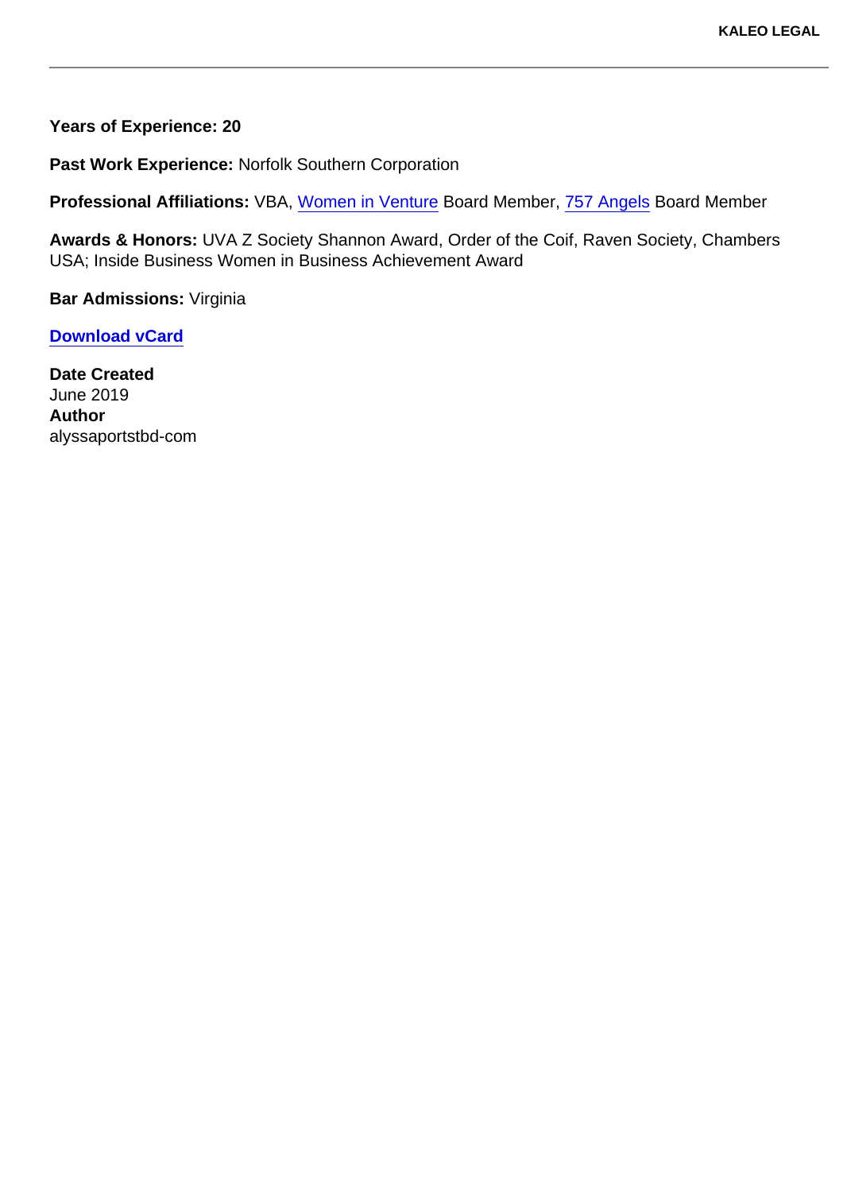**Years of Experience: 20**

**Past Work Experience:** Norfolk Southern Corporation

**Professional Affiliations:** VBA, Women in Venture Board Member, 757 Angels Board Member

**Awards & Honors:** UVA Z Society Shannon Award, Order of the Coif, Raven Society, Chambers USA; Inside Business Women in Business Achievement Award

**Bar Admissions:** Virginia

**Download vCard**

**Date Created**
June 2019
**Author**
alyssaportstbd-com